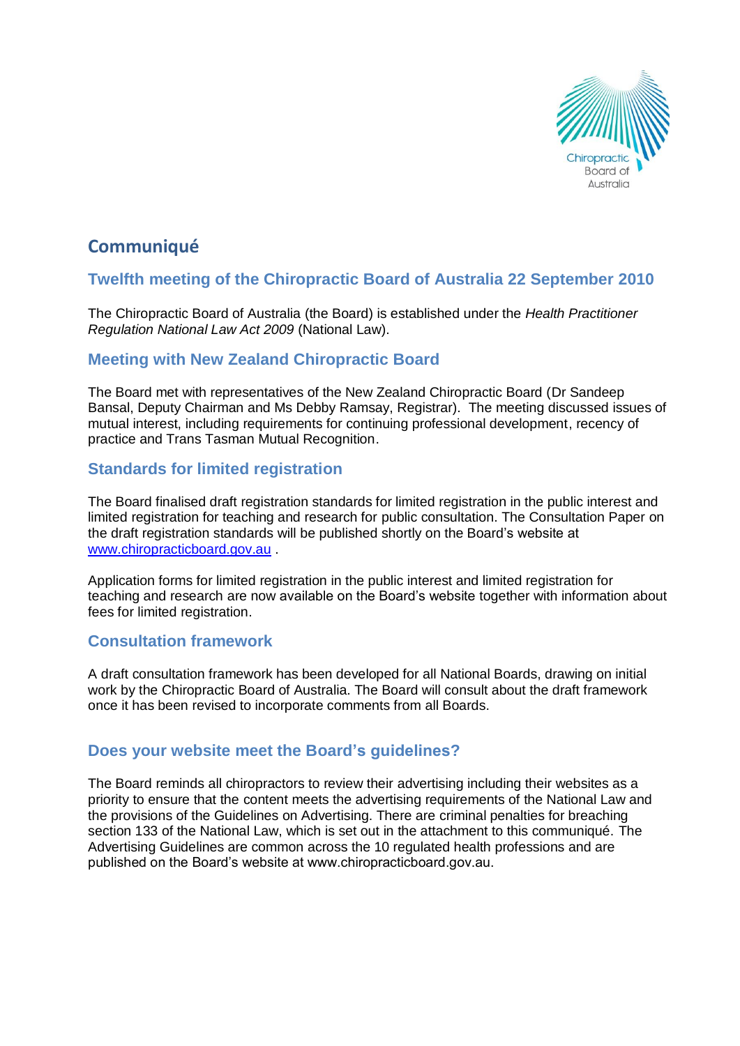# Communiqué

## Twelfth meeting of the Chiropractic Board of Australia 22 September 2010

The Chiropractic Board of Australia (the Board) is established under the *Health Practitioner Regulation National Law Act 2009* (National Law).

## Meeting with New Zealand Chiropractic Board

The Board met with representatives of the New Zealand Chiropractic Board (Dr Sandeep Bansal, Deputy Chairman and Ms Debby Ramsay, Registrar). The meeting discussed issues of mutual interest, including requirements for continuing professional development, recency of practice and Trans Tasman Mutual Recognition.

## Standards for limited registration

The Board finalised draft registration standards for limited registration in the public interest and limited registration for teaching and research for public consultation. The Consultation Paper on the draft registration standards will be published shortly on the Board's website at [www.chiropracticboard.gov.au](http://www.chiropracticboard.gov.au) .

Application forms for limited registration in the public interest and limited registration for teaching and research are now available on the Board's website together with information about fees for limited registration.

## Consultation framework

A draft consultation framework has been developed for all National Boards, drawing on initial work by the Chiropractic Board of Australia. The Board will consult about the draft framework once it has been revised to incorporate comments from all Boards.

## Does your website meet the Board's guidelines?

The Board reminds all chiropractors to review their advertising including their websites as a priority to ensure that the content meets the advertising requirements of the National Law and the provisions of the Guidelines on Advertising. There are criminal penalties for breaching section 133 of the National Law, which is set out in the attachment to this communiqué. The Advertising Guidelines are common across the 10 regulated health professions and are published on the Board's website at www.chiropracticboard.gov.au.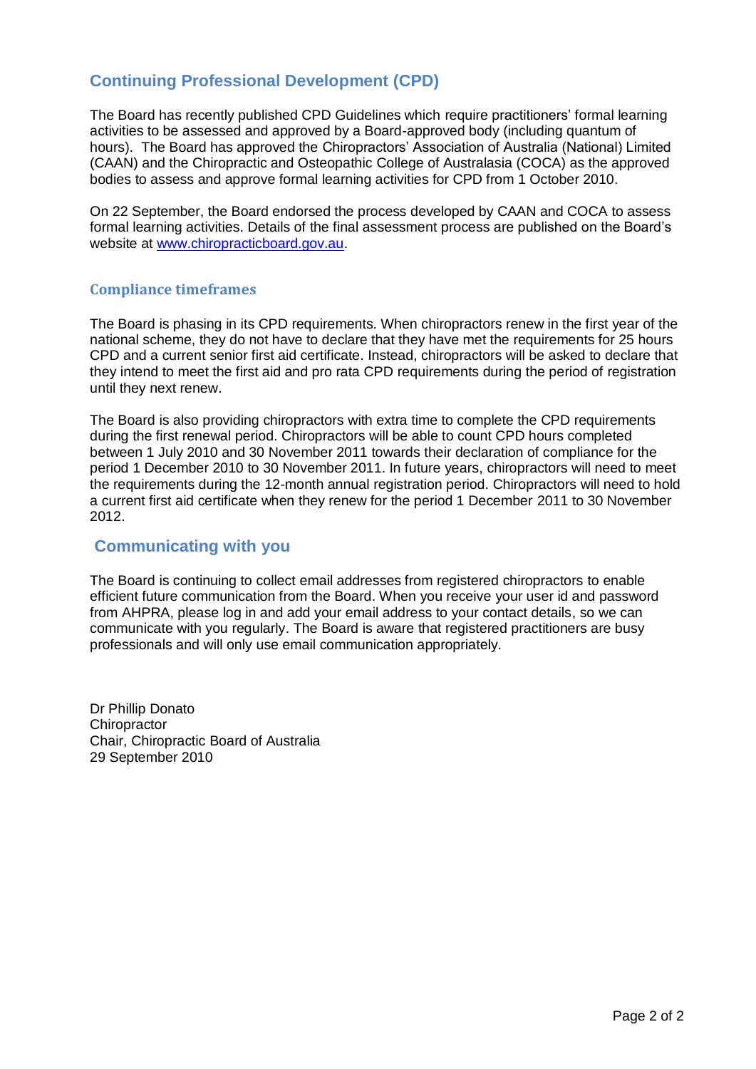## Continuing Professional Development (CPD)

The Board has recently published CPD Guidelines which require practitioners' formal learning activities to be assessed and approved by a Board-approved body (including quantum of hours). The Board has approved the Chiropractors' Association of Australia (National) Limited (CAAN) and the Chiropractic and Osteopathic College of Australasia (COCA) as the approved bodies to assess and approve formal learning activities for CPD from 1 October 2010.

On 22 September, the Board endorsed the process developed by CAAN and COCA to assess formal learning activities. Details of the final assessment process are published on the Board's website at [www.chiropracticboard.gov.au](http://www.chiropracticboard.gov.au).

### Compliance timeframes

The Board is phasing in its CPD requirements. When chiropractors renew in the first year of the national scheme, they do not have to declare that they have met the requirements for 25 hours CPD and a current senior first aid certificate. Instead, chiropractors will be asked to declare that they intend to meet the first aid and pro rata CPD requirements during the period of registration until they next renew.

The Board is also providing chiropractors with extra time to complete the CPD requirements during the first renewal period. Chiropractors will be able to count CPD hours completed between 1 July 2010 and 30 November 2011 towards their declaration of compliance for the period 1 December 2010 to 30 November 2011. In future years, chiropractors will need to meet the requirements during the 12-month annual registration period. Chiropractors will need to hold a current first aid certificate when they renew for the period 1 December 2011 to 30 November 2012.

## Communicating with you

The Board is continuing to collect email addresses from registered chiropractors to enable efficient future communication from the Board. When you receive your user id and password from AHPRA, please log in and add your email address to your contact details, so we can communicate with you regularly. The Board is aware that registered practitioners are busy professionals and will only use email communication appropriately.

Dr Phillip Donato
Chiropractor
Chair, Chiropractic Board of Australia
29 September 2010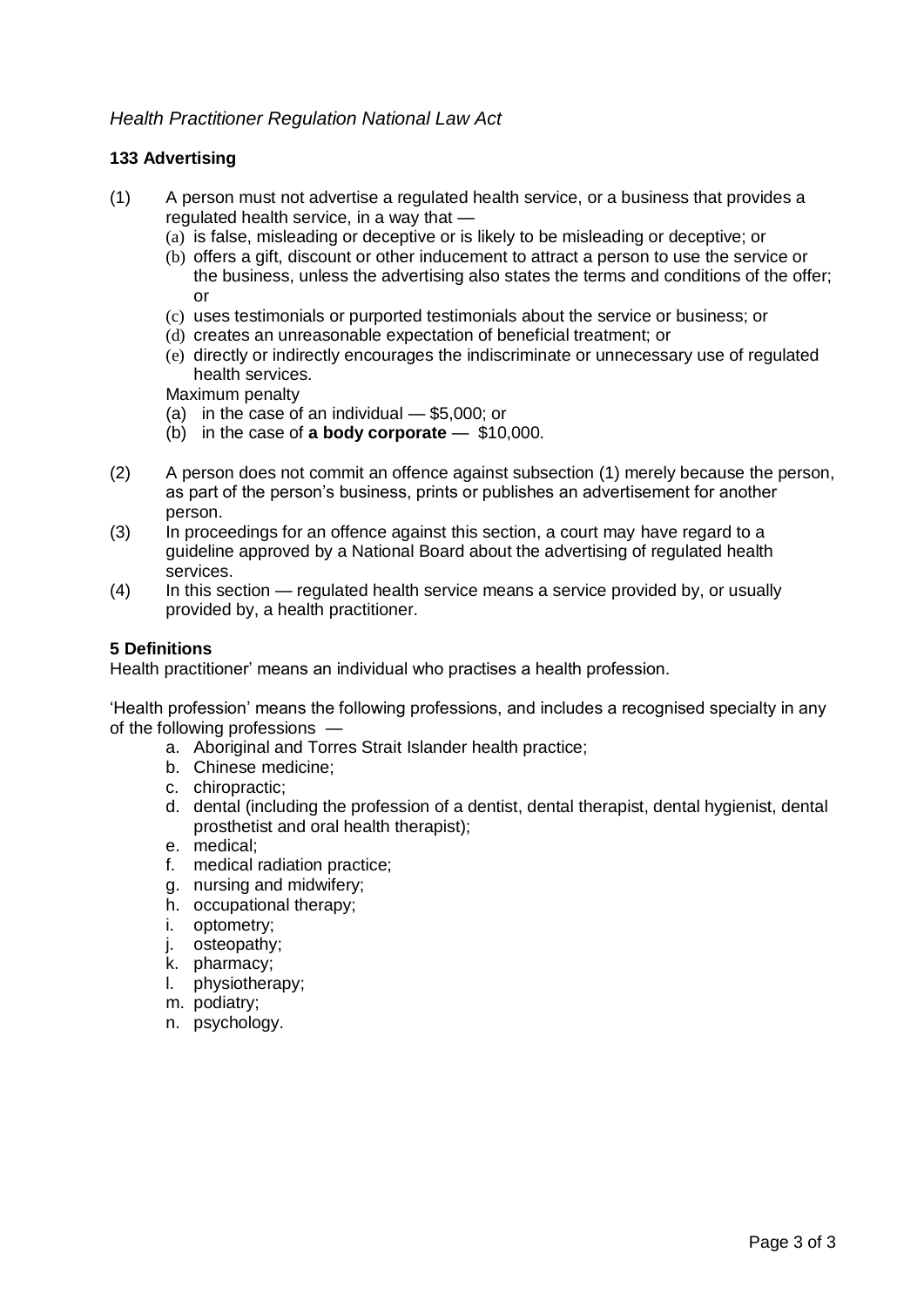*Health Practitioner Regulation National Law Act*

**133 Advertising**

(1) A person must not advertise a regulated health service, or a business that provides a regulated health service, in a way that —
   (a) is false, misleading or deceptive or is likely to be misleading or deceptive; or
   (b) offers a gift, discount or other inducement to attract a person to use the service or the business, unless the advertising also states the terms and conditions of the offer; or
   (c) uses testimonials or purported testimonials about the service or business; or
   (d) creates an unreasonable expectation of beneficial treatment; or
   (e) directly or indirectly encourages the indiscriminate or unnecessary use of regulated health services.

   Maximum penalty
   (a) in the case of an individual — $5,000; or
   (b) in the case of **a body corporate** — $10,000.

(2) A person does not commit an offence against subsection (1) merely because the person, as part of the person's business, prints or publishes an advertisement for another person.

(3) In proceedings for an offence against this section, a court may have regard to a guideline approved by a National Board about the advertising of regulated health services.

(4) In this section — regulated health service means a service provided by, or usually provided by, a health practitioner.

**5 Definitions**

Health practitioner' means an individual who practises a health profession.

'Health profession' means the following professions, and includes a recognised specialty in any of the following professions —

a. Aboriginal and Torres Strait Islander health practice;
b. Chinese medicine;
c. chiropractic;
d. dental (including the profession of a dentist, dental therapist, dental hygienist, dental prosthetist and oral health therapist);
e. medical;
f. medical radiation practice;
g. nursing and midwifery;
h. occupational therapy;
i. optometry;
j. osteopathy;
k. pharmacy;
l. physiotherapy;
m. podiatry;
n. psychology.